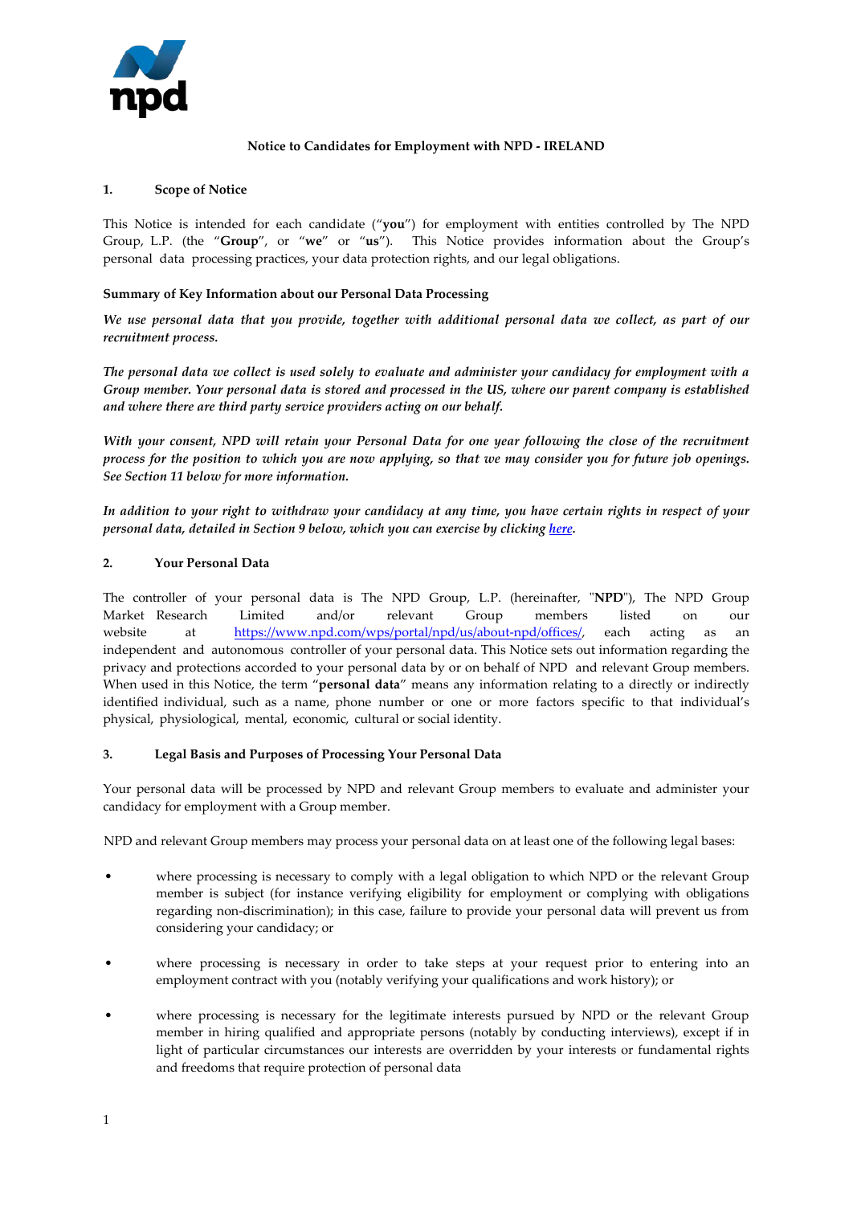# Notice to Candidates for Employment with NPD - IRELAND

## 1. Scope of Notice

This Notice is intended for each candidate ("**you**") for employment with entities controlled by The NPD Group, L.P. (the "**Group**", or "**we**" or "**us**"). This Notice provides information about the Group's personal data processing practices, your data protection rights, and our legal obligations.

### Summary of Key Information about our Personal Data Processing

***We use personal data that you provide, together with additional personal data we collect, as part of our recruitment process.***

***The personal data we collect is used solely to evaluate and administer your candidacy for employment with a Group member. Your personal data is stored and processed in the US, where our parent company is established and where there are third party service providers acting on our behalf.***

***With your consent, NPD will retain your Personal Data for one year following the close of the recruitment process for the position to which you are now applying, so that we may consider you for future job openings. See Section 11 below for more information.***

***In addition to your right to withdraw your candidacy at any time, you have certain rights in respect of your personal data, detailed in Section 9 below, which you can exercise by clicking [here](#).***

## 2. Your Personal Data

The controller of your personal data is The NPD Group, L.P. (hereinafter, "**NPD**"), The NPD Group Market Research Limited and/or relevant Group members listed on our website at https://www.npd.com/wps/portal/npd/us/about-npd/offices/, each acting as an independent and autonomous controller of your personal data. This Notice sets out information regarding the privacy and protections accorded to your personal data by or on behalf of NPD and relevant Group members. When used in this Notice, the term "**personal data**" means any information relating to a directly or indirectly identified individual, such as a name, phone number or one or more factors specific to that individual's physical, physiological, mental, economic, cultural or social identity.

## 3. Legal Basis and Purposes of Processing Your Personal Data

Your personal data will be processed by NPD and relevant Group members to evaluate and administer your candidacy for employment with a Group member.

NPD and relevant Group members may process your personal data on at least one of the following legal bases:

- where processing is necessary to comply with a legal obligation to which NPD or the relevant Group member is subject (for instance verifying eligibility for employment or complying with obligations regarding non-discrimination); in this case, failure to provide your personal data will prevent us from considering your candidacy; or
- where processing is necessary in order to take steps at your request prior to entering into an employment contract with you (notably verifying your qualifications and work history); or
- where processing is necessary for the legitimate interests pursued by NPD or the relevant Group member in hiring qualified and appropriate persons (notably by conducting interviews), except if in light of particular circumstances our interests are overridden by your interests or fundamental rights and freedoms that require protection of personal data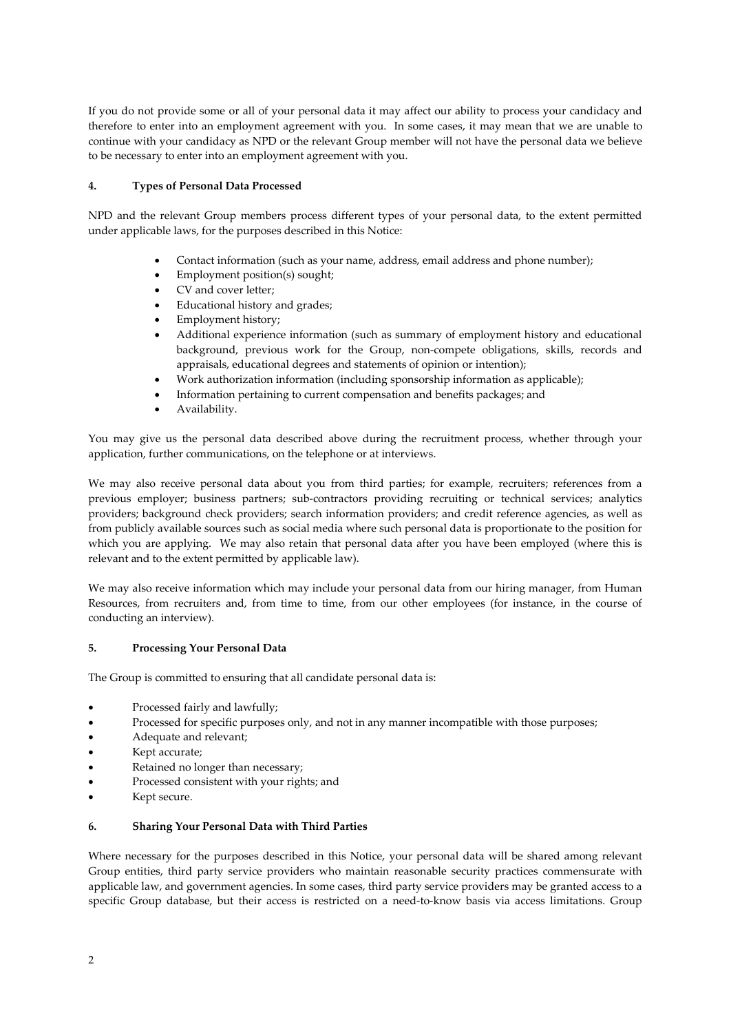If you do not provide some or all of your personal data it may affect our ability to process your candidacy and therefore to enter into an employment agreement with you. In some cases, it may mean that we are unable to continue with your candidacy as NPD or the relevant Group member will not have the personal data we believe to be necessary to enter into an employment agreement with you.

## 4. Types of Personal Data Processed

NPD and the relevant Group members process different types of your personal data, to the extent permitted under applicable laws, for the purposes described in this Notice:

- Contact information (such as your name, address, email address and phone number);
- Employment position(s) sought;
- CV and cover letter;
- Educational history and grades;
- Employment history;
- Additional experience information (such as summary of employment history and educational background, previous work for the Group, non-compete obligations, skills, records and appraisals, educational degrees and statements of opinion or intention);
- Work authorization information (including sponsorship information as applicable);
- Information pertaining to current compensation and benefits packages; and
- Availability.

You may give us the personal data described above during the recruitment process, whether through your application, further communications, on the telephone or at interviews.

We may also receive personal data about you from third parties; for example, recruiters; references from a previous employer; business partners; sub-contractors providing recruiting or technical services; analytics providers; background check providers; search information providers; and credit reference agencies, as well as from publicly available sources such as social media where such personal data is proportionate to the position for which you are applying. We may also retain that personal data after you have been employed (where this is relevant and to the extent permitted by applicable law).

We may also receive information which may include your personal data from our hiring manager, from Human Resources, from recruiters and, from time to time, from our other employees (for instance, in the course of conducting an interview).

## 5. Processing Your Personal Data

The Group is committed to ensuring that all candidate personal data is:

- Processed fairly and lawfully;
- Processed for specific purposes only, and not in any manner incompatible with those purposes;
- Adequate and relevant;
- Kept accurate;
- Retained no longer than necessary;
- Processed consistent with your rights; and
- Kept secure.

## 6. Sharing Your Personal Data with Third Parties

Where necessary for the purposes described in this Notice, your personal data will be shared among relevant Group entities, third party service providers who maintain reasonable security practices commensurate with applicable law, and government agencies. In some cases, third party service providers may be granted access to a specific Group database, but their access is restricted on a need-to-know basis via access limitations. Group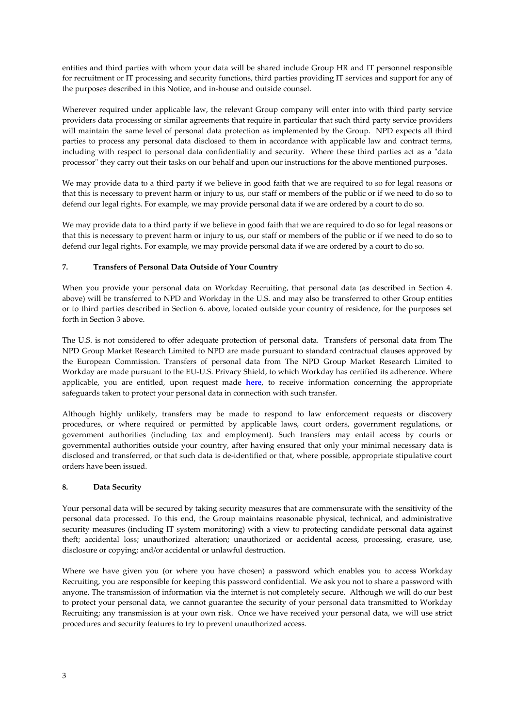entities and third parties with whom your data will be shared include Group HR and IT personnel responsible for recruitment or IT processing and security functions, third parties providing IT services and support for any of the purposes described in this Notice, and in-house and outside counsel.

Wherever required under applicable law, the relevant Group company will enter into with third party service providers data processing or similar agreements that require in particular that such third party service providers will maintain the same level of personal data protection as implemented by the Group. NPD expects all third parties to process any personal data disclosed to them in accordance with applicable law and contract terms, including with respect to personal data confidentiality and security. Where these third parties act as a "data processor" they carry out their tasks on our behalf and upon our instructions for the above mentioned purposes.

We may provide data to a third party if we believe in good faith that we are required to so for legal reasons or that this is necessary to prevent harm or injury to us, our staff or members of the public or if we need to do so to defend our legal rights. For example, we may provide personal data if we are ordered by a court to do so.

We may provide data to a third party if we believe in good faith that we are required to do so for legal reasons or that this is necessary to prevent harm or injury to us, our staff or members of the public or if we need to do so to defend our legal rights. For example, we may provide personal data if we are ordered by a court to do so.

## 7. Transfers of Personal Data Outside of Your Country

When you provide your personal data on Workday Recruiting, that personal data (as described in Section 4. above) will be transferred to NPD and Workday in the U.S. and may also be transferred to other Group entities or to third parties described in Section 6. above, located outside your country of residence, for the purposes set forth in Section 3 above.

The U.S. is not considered to offer adequate protection of personal data. Transfers of personal data from The NPD Group Market Research Limited to NPD are made pursuant to standard contractual clauses approved by the European Commission. Transfers of personal data from The NPD Group Market Research Limited to Workday are made pursuant to the EU-U.S. Privacy Shield, to which Workday has certified its adherence. Where applicable, you are entitled, upon request made **here**, to receive information concerning the appropriate safeguards taken to protect your personal data in connection with such transfer.

Although highly unlikely, transfers may be made to respond to law enforcement requests or discovery procedures, or where required or permitted by applicable laws, court orders, government regulations, or government authorities (including tax and employment). Such transfers may entail access by courts or governmental authorities outside your country, after having ensured that only your minimal necessary data is disclosed and transferred, or that such data is de-identified or that, where possible, appropriate stipulative court orders have been issued.

## 8. Data Security

Your personal data will be secured by taking security measures that are commensurate with the sensitivity of the personal data processed. To this end, the Group maintains reasonable physical, technical, and administrative security measures (including IT system monitoring) with a view to protecting candidate personal data against theft; accidental loss; unauthorized alteration; unauthorized or accidental access, processing, erasure, use, disclosure or copying; and/or accidental or unlawful destruction.

Where we have given you (or where you have chosen) a password which enables you to access Workday Recruiting, you are responsible for keeping this password confidential. We ask you not to share a password with anyone. The transmission of information via the internet is not completely secure. Although we will do our best to protect your personal data, we cannot guarantee the security of your personal data transmitted to Workday Recruiting; any transmission is at your own risk. Once we have received your personal data, we will use strict procedures and security features to try to prevent unauthorized access.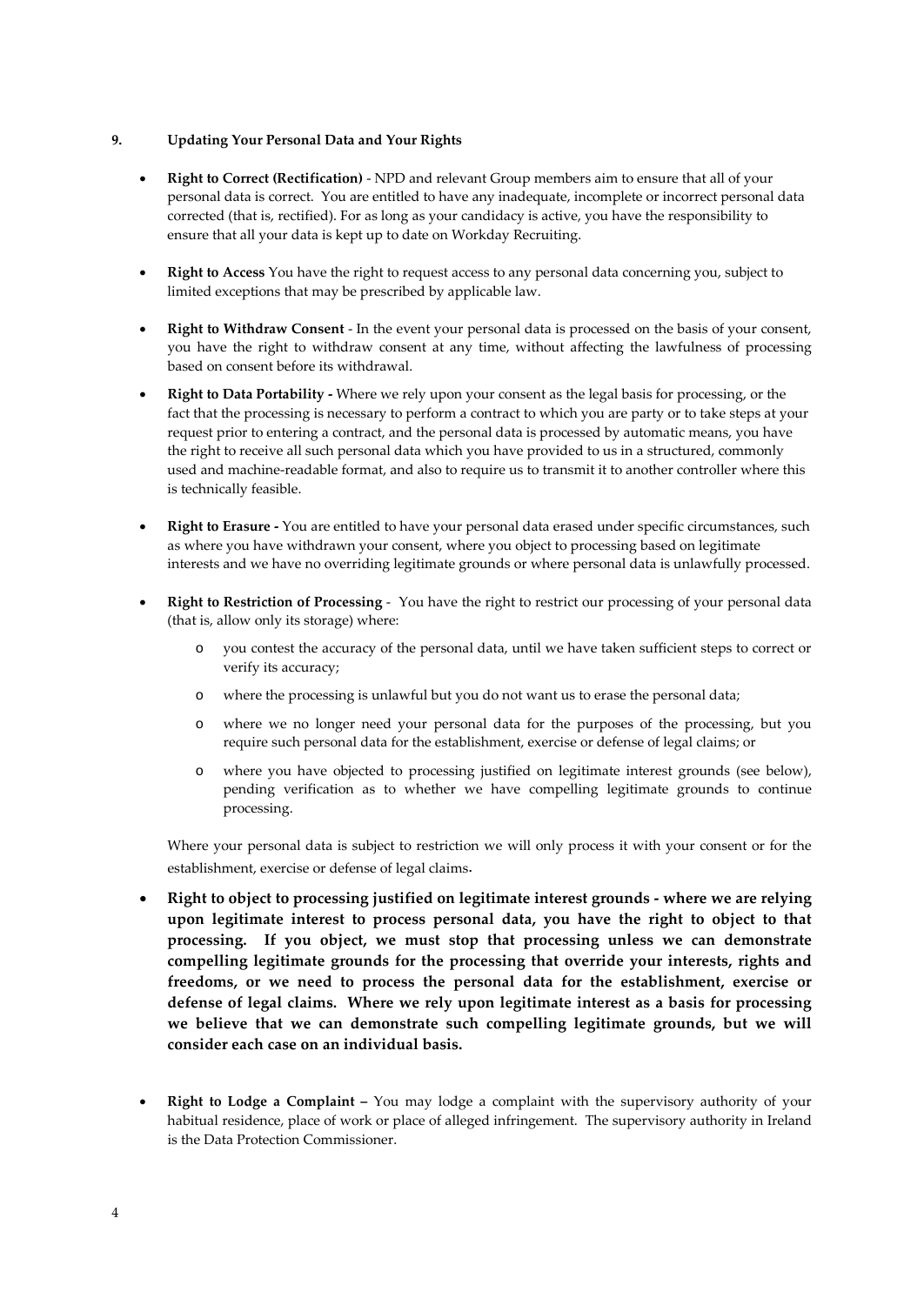## 9. Updating Your Personal Data and Your Rights

- **Right to Correct (Rectification)** - NPD and relevant Group members aim to ensure that all of your personal data is correct. You are entitled to have any inadequate, incomplete or incorrect personal data corrected (that is, rectified). For as long as your candidacy is active, you have the responsibility to ensure that all your data is kept up to date on Workday Recruiting.

- **Right to Access** You have the right to request access to any personal data concerning you, subject to limited exceptions that may be prescribed by applicable law.

- **Right to Withdraw Consent** - In the event your personal data is processed on the basis of your consent, you have the right to withdraw consent at any time, without affecting the lawfulness of processing based on consent before its withdrawal.

- **Right to Data Portability -** Where we rely upon your consent as the legal basis for processing, or the fact that the processing is necessary to perform a contract to which you are party or to take steps at your request prior to entering a contract, and the personal data is processed by automatic means, you have the right to receive all such personal data which you have provided to us in a structured, commonly used and machine-readable format, and also to require us to transmit it to another controller where this is technically feasible.

- **Right to Erasure -** You are entitled to have your personal data erased under specific circumstances, such as where you have withdrawn your consent, where you object to processing based on legitimate interests and we have no overriding legitimate grounds or where personal data is unlawfully processed.

- **Right to Restriction of Processing** - You have the right to restrict our processing of your personal data (that is, allow only its storage) where:
  - you contest the accuracy of the personal data, until we have taken sufficient steps to correct or verify its accuracy;
  - where the processing is unlawful but you do not want us to erase the personal data;
  - where we no longer need your personal data for the purposes of the processing, but you require such personal data for the establishment, exercise or defense of legal claims; or
  - where you have objected to processing justified on legitimate interest grounds (see below), pending verification as to whether we have compelling legitimate grounds to continue processing.

  Where your personal data is subject to restriction we will only process it with your consent or for the establishment, exercise or defense of legal claims.

- **Right to object to processing justified on legitimate interest grounds - where we are relying upon legitimate interest to process personal data, you have the right to object to that processing. If you object, we must stop that processing unless we can demonstrate compelling legitimate grounds for the processing that override your interests, rights and freedoms, or we need to process the personal data for the establishment, exercise or defense of legal claims. Where we rely upon legitimate interest as a basis for processing we believe that we can demonstrate such compelling legitimate grounds, but we will consider each case on an individual basis.**

- **Right to Lodge a Complaint –** You may lodge a complaint with the supervisory authority of your habitual residence, place of work or place of alleged infringement. The supervisory authority in Ireland is the Data Protection Commissioner.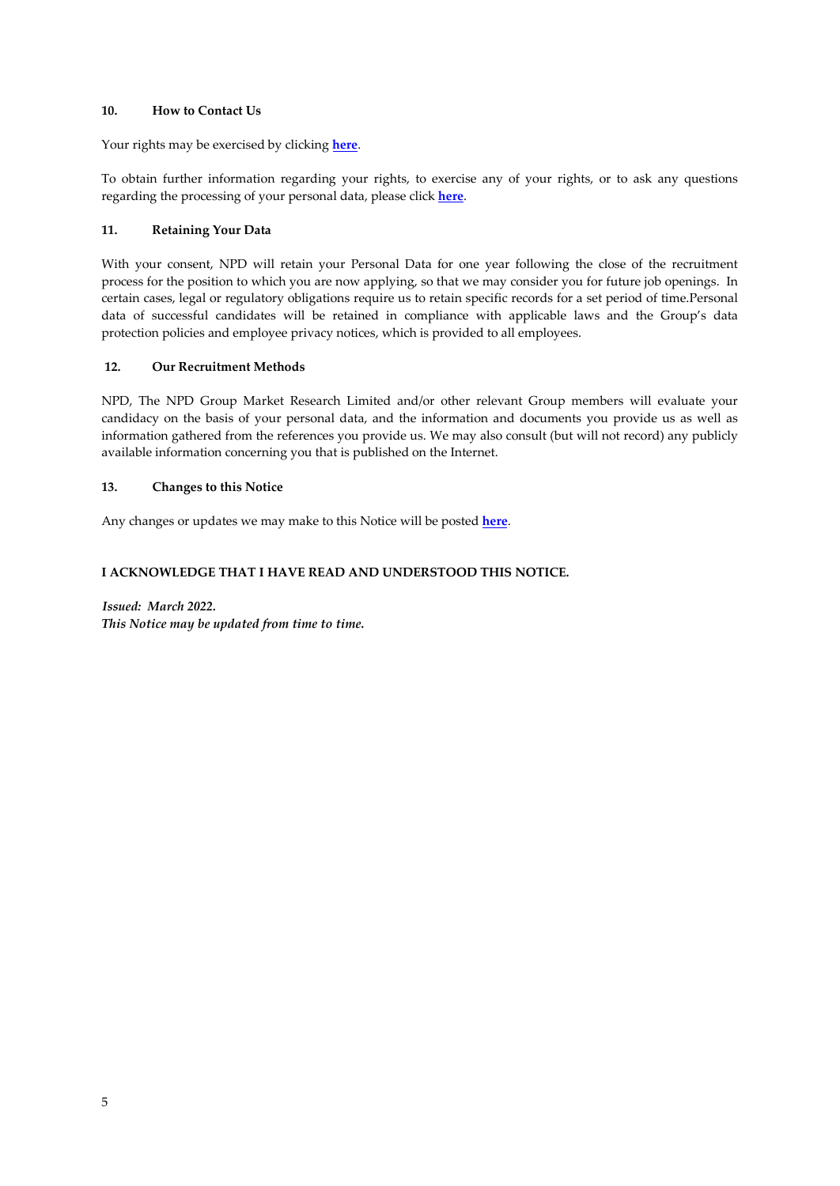### 10. How to Contact Us

Your rights may be exercised by clicking **here**.

To obtain further information regarding your rights, to exercise any of your rights, or to ask any questions regarding the processing of your personal data, please click **here**.

### 11. Retaining Your Data

With your consent, NPD will retain your Personal Data for one year following the close of the recruitment process for the position to which you are now applying, so that we may consider you for future job openings. In certain cases, legal or regulatory obligations require us to retain specific records for a set period of time.Personal data of successful candidates will be retained in compliance with applicable laws and the Group's data protection policies and employee privacy notices, which is provided to all employees.

### 12. Our Recruitment Methods

NPD, The NPD Group Market Research Limited and/or other relevant Group members will evaluate your candidacy on the basis of your personal data, and the information and documents you provide us as well as information gathered from the references you provide us. We may also consult (but will not record) any publicly available information concerning you that is published on the Internet.

### 13. Changes to this Notice

Any changes or updates we may make to this Notice will be posted **here**.

**I ACKNOWLEDGE THAT I HAVE READ AND UNDERSTOOD THIS NOTICE.**

***Issued: March 2022.***
***This Notice may be updated from time to time.***